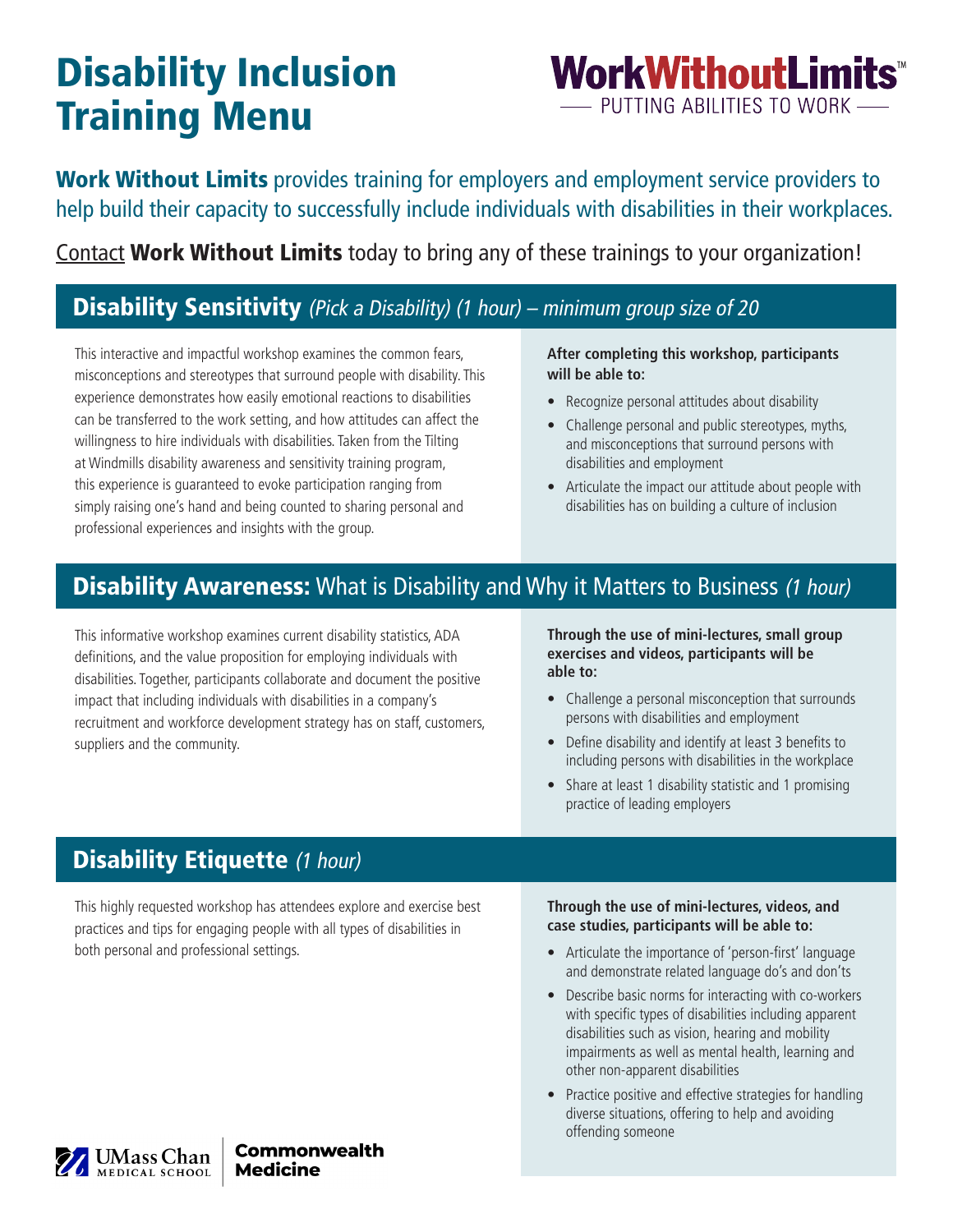# Disability Inclusion Training Menu

**WorkWithoutLimits™**
PUTTING ABILITIES TO WORK

**Work Without Limits** provides training for employers and employment service providers to help build their capacity to successfully include individuals with disabilities in their workplaces.

Contact **Work Without Limits** today to bring any of these trainings to your organization!

## Disability Sensitivity *(Pick a Disability) (1 hour) – minimum group size of 20*

This interactive and impactful workshop examines the common fears, misconceptions and stereotypes that surround people with disability. This experience demonstrates how easily emotional reactions to disabilities can be transferred to the work setting, and how attitudes can affect the willingness to hire individuals with disabilities. Taken from the Tilting at Windmills disability awareness and sensitivity training program, this experience is guaranteed to evoke participation ranging from simply raising one's hand and being counted to sharing personal and professional experiences and insights with the group.

**After completing this workshop, participants will be able to:**

- Recognize personal attitudes about disability
- Challenge personal and public stereotypes, myths, and misconceptions that surround persons with disabilities and employment
- Articulate the impact our attitude about people with disabilities has on building a culture of inclusion

## Disability Awareness: What is Disability and Why it Matters to Business *(1 hour)*

This informative workshop examines current disability statistics, ADA definitions, and the value proposition for employing individuals with disabilities. Together, participants collaborate and document the positive impact that including individuals with disabilities in a company's recruitment and workforce development strategy has on staff, customers, suppliers and the community.

**Through the use of mini-lectures, small group exercises and videos, participants will be able to:**

- Challenge a personal misconception that surrounds persons with disabilities and employment
- Define disability and identify at least 3 benefits to including persons with disabilities in the workplace
- Share at least 1 disability statistic and 1 promising practice of leading employers

## Disability Etiquette *(1 hour)*

This highly requested workshop has attendees explore and exercise best practices and tips for engaging people with all types of disabilities in both personal and professional settings.

**Through the use of mini-lectures, videos, and case studies, participants will be able to:**

- Articulate the importance of 'person-first' language and demonstrate related language do's and don'ts
- Describe basic norms for interacting with co-workers with specific types of disabilities including apparent disabilities such as vision, hearing and mobility impairments as well as mental health, learning and other non-apparent disabilities
- Practice positive and effective strategies for handling diverse situations, offering to help and avoiding offending someone

UMass Chan Medical School | Commonwealth Medicine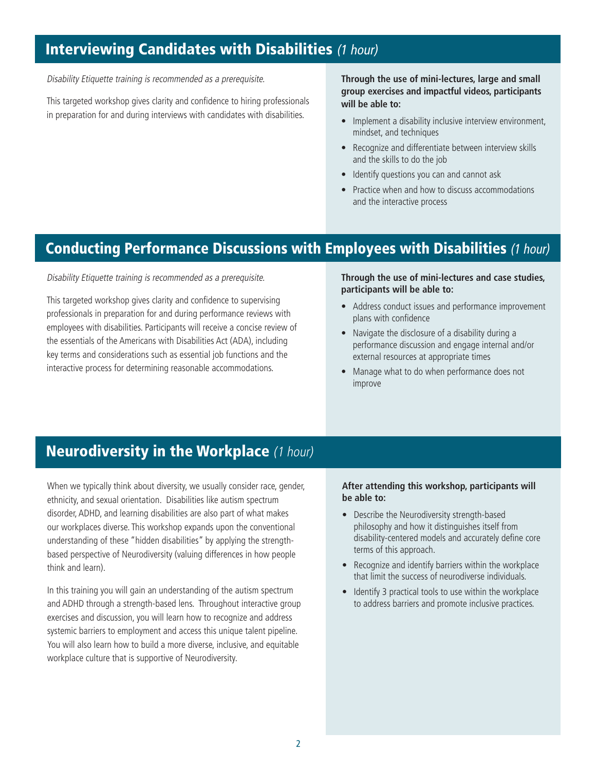## Interviewing Candidates with Disabilities *(1 hour)*

*Disability Etiquette training is recommended as a prerequisite.*

This targeted workshop gives clarity and confidence to hiring professionals in preparation for and during interviews with candidates with disabilities.

**Through the use of mini-lectures, large and small group exercises and impactful videos, participants will be able to:**

- Implement a disability inclusive interview environment, mindset, and techniques
- Recognize and differentiate between interview skills and the skills to do the job
- Identify questions you can and cannot ask
- Practice when and how to discuss accommodations and the interactive process

## Conducting Performance Discussions with Employees with Disabilities *(1 hour)*

*Disability Etiquette training is recommended as a prerequisite.*

This targeted workshop gives clarity and confidence to supervising professionals in preparation for and during performance reviews with employees with disabilities. Participants will receive a concise review of the essentials of the Americans with Disabilities Act (ADA), including key terms and considerations such as essential job functions and the interactive process for determining reasonable accommodations.

**Through the use of mini-lectures and case studies, participants will be able to:**

- Address conduct issues and performance improvement plans with confidence
- Navigate the disclosure of a disability during a performance discussion and engage internal and/or external resources at appropriate times
- Manage what to do when performance does not improve

## Neurodiversity in the Workplace *(1 hour)*

When we typically think about diversity, we usually consider race, gender, ethnicity, and sexual orientation. Disabilities like autism spectrum disorder, ADHD, and learning disabilities are also part of what makes our workplaces diverse. This workshop expands upon the conventional understanding of these "hidden disabilities" by applying the strength-based perspective of Neurodiversity (valuing differences in how people think and learn).

In this training you will gain an understanding of the autism spectrum and ADHD through a strength-based lens. Throughout interactive group exercises and discussion, you will learn how to recognize and address systemic barriers to employment and access this unique talent pipeline. You will also learn how to build a more diverse, inclusive, and equitable workplace culture that is supportive of Neurodiversity.

**After attending this workshop, participants will be able to:**

- Describe the Neurodiversity strength-based philosophy and how it distinguishes itself from disability-centered models and accurately define core terms of this approach.
- Recognize and identify barriers within the workplace that limit the success of neurodiverse individuals.
- Identify 3 practical tools to use within the workplace to address barriers and promote inclusive practices.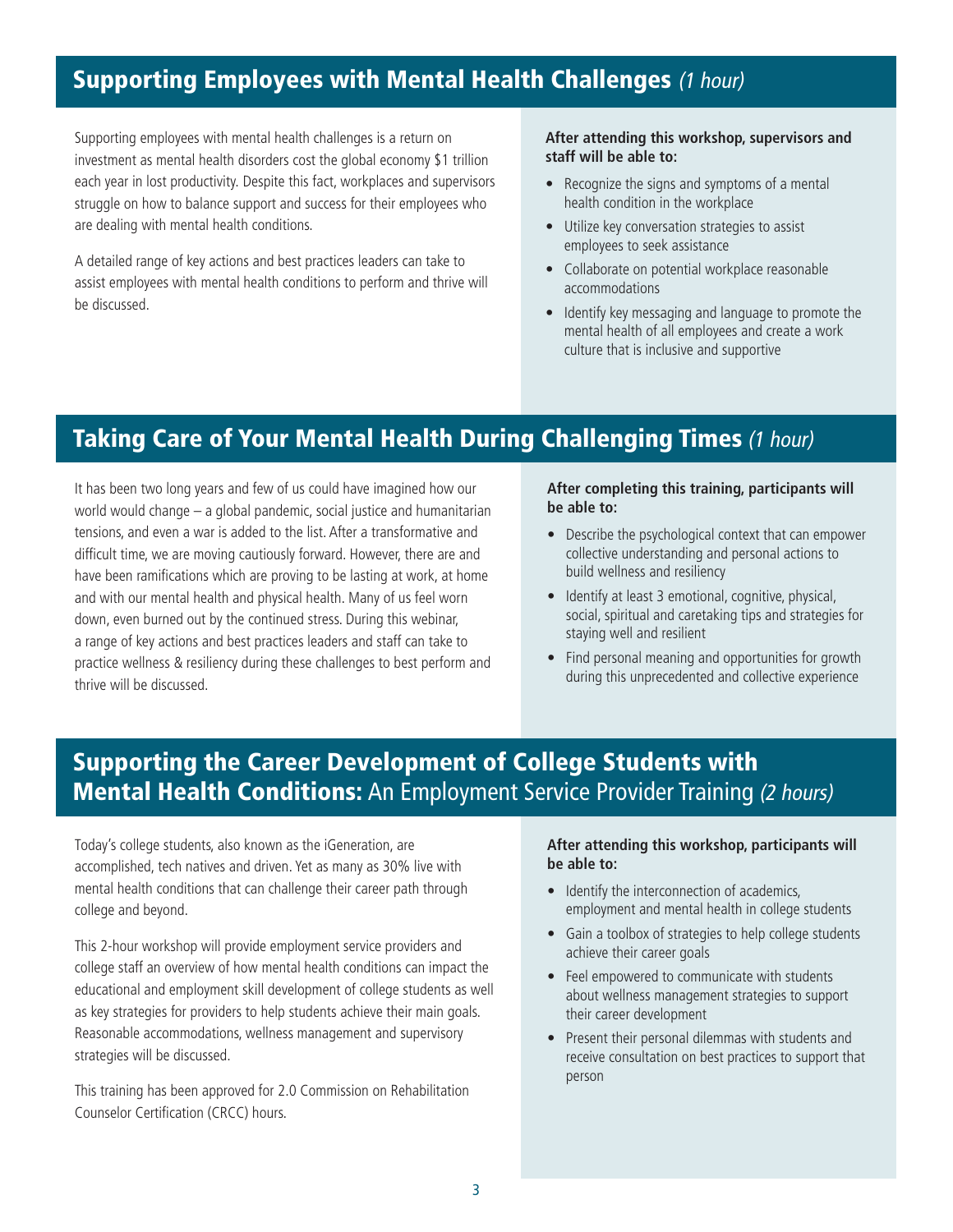## Supporting Employees with Mental Health Challenges *(1 hour)*

Supporting employees with mental health challenges is a return on investment as mental health disorders cost the global economy $1 trillion each year in lost productivity. Despite this fact, workplaces and supervisors struggle on how to balance support and success for their employees who are dealing with mental health conditions.

A detailed range of key actions and best practices leaders can take to assist employees with mental health conditions to perform and thrive will be discussed.

**After attending this workshop, supervisors and staff will be able to:**

- Recognize the signs and symptoms of a mental health condition in the workplace
- Utilize key conversation strategies to assist employees to seek assistance
- Collaborate on potential workplace reasonable accommodations
- Identify key messaging and language to promote the mental health of all employees and create a work culture that is inclusive and supportive

## Taking Care of Your Mental Health During Challenging Times *(1 hour)*

It has been two long years and few of us could have imagined how our world would change – a global pandemic, social justice and humanitarian tensions, and even a war is added to the list. After a transformative and difficult time, we are moving cautiously forward. However, there are and have been ramifications which are proving to be lasting at work, at home and with our mental health and physical health. Many of us feel worn down, even burned out by the continued stress. During this webinar, a range of key actions and best practices leaders and staff can take to practice wellness & resiliency during these challenges to best perform and thrive will be discussed.

**After completing this training, participants will be able to:**

- Describe the psychological context that can empower collective understanding and personal actions to build wellness and resiliency
- Identify at least 3 emotional, cognitive, physical, social, spiritual and caretaking tips and strategies for staying well and resilient
- Find personal meaning and opportunities for growth during this unprecedented and collective experience

## Supporting the Career Development of College Students with Mental Health Conditions: An Employment Service Provider Training *(2 hours)*

Today's college students, also known as the iGeneration, are accomplished, tech natives and driven. Yet as many as 30% live with mental health conditions that can challenge their career path through college and beyond.

This 2-hour workshop will provide employment service providers and college staff an overview of how mental health conditions can impact the educational and employment skill development of college students as well as key strategies for providers to help students achieve their main goals. Reasonable accommodations, wellness management and supervisory strategies will be discussed.

This training has been approved for 2.0 Commission on Rehabilitation Counselor Certification (CRCC) hours.

**After attending this workshop, participants will be able to:**

- Identify the interconnection of academics, employment and mental health in college students
- Gain a toolbox of strategies to help college students achieve their career goals
- Feel empowered to communicate with students about wellness management strategies to support their career development
- Present their personal dilemmas with students and receive consultation on best practices to support that person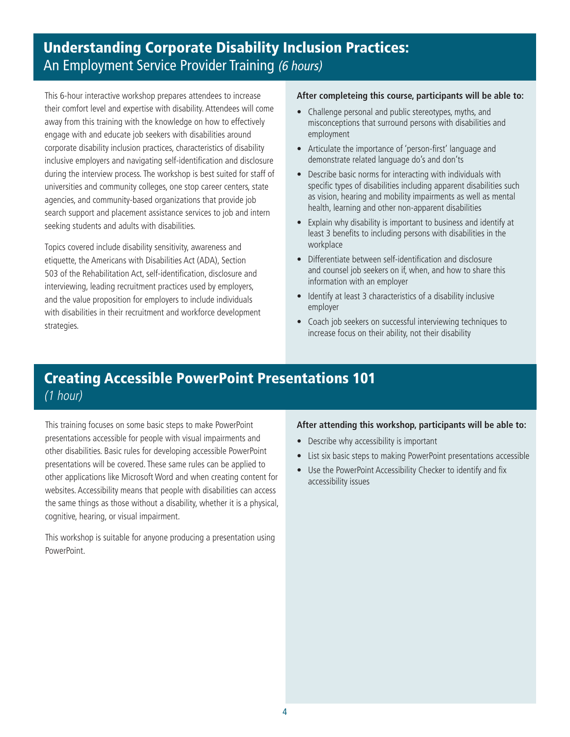## **Understanding Corporate Disability Inclusion Practices:** An Employment Service Provider Training *(6 hours)*

This 6-hour interactive workshop prepares attendees to increase their comfort level and expertise with disability. Attendees will come away from this training with the knowledge on how to effectively engage with and educate job seekers with disabilities around corporate disability inclusion practices, characteristics of disability inclusive employers and navigating self-identification and disclosure during the interview process. The workshop is best suited for staff of universities and community colleges, one stop career centers, state agencies, and community-based organizations that provide job search support and placement assistance services to job and intern seeking students and adults with disabilities.

Topics covered include disability sensitivity, awareness and etiquette, the Americans with Disabilities Act (ADA), Section 503 of the Rehabilitation Act, self-identification, disclosure and interviewing, leading recruitment practices used by employers, and the value proposition for employers to include individuals with disabilities in their recruitment and workforce development strategies.

**After completeing this course, participants will be able to:**

- Challenge personal and public stereotypes, myths, and misconceptions that surround persons with disabilities and employment
- Articulate the importance of 'person-first' language and demonstrate related language do's and don'ts
- Describe basic norms for interacting with individuals with specific types of disabilities including apparent disabilities such as vision, hearing and mobility impairments as well as mental health, learning and other non-apparent disabilities
- Explain why disability is important to business and identify at least 3 benefits to including persons with disabilities in the workplace
- Differentiate between self-identification and disclosure and counsel job seekers on if, when, and how to share this information with an employer
- Identify at least 3 characteristics of a disability inclusive employer
- Coach job seekers on successful interviewing techniques to increase focus on their ability, not their disability

## **Creating Accessible PowerPoint Presentations 101** *(1 hour)*

This training focuses on some basic steps to make PowerPoint presentations accessible for people with visual impairments and other disabilities. Basic rules for developing accessible PowerPoint presentations will be covered. These same rules can be applied to other applications like Microsoft Word and when creating content for websites. Accessibility means that people with disabilities can access the same things as those without a disability, whether it is a physical, cognitive, hearing, or visual impairment.

This workshop is suitable for anyone producing a presentation using PowerPoint.

**After attending this workshop, participants will be able to:**

- Describe why accessibility is important
- List six basic steps to making PowerPoint presentations accessible
- Use the PowerPoint Accessibility Checker to identify and fix accessibility issues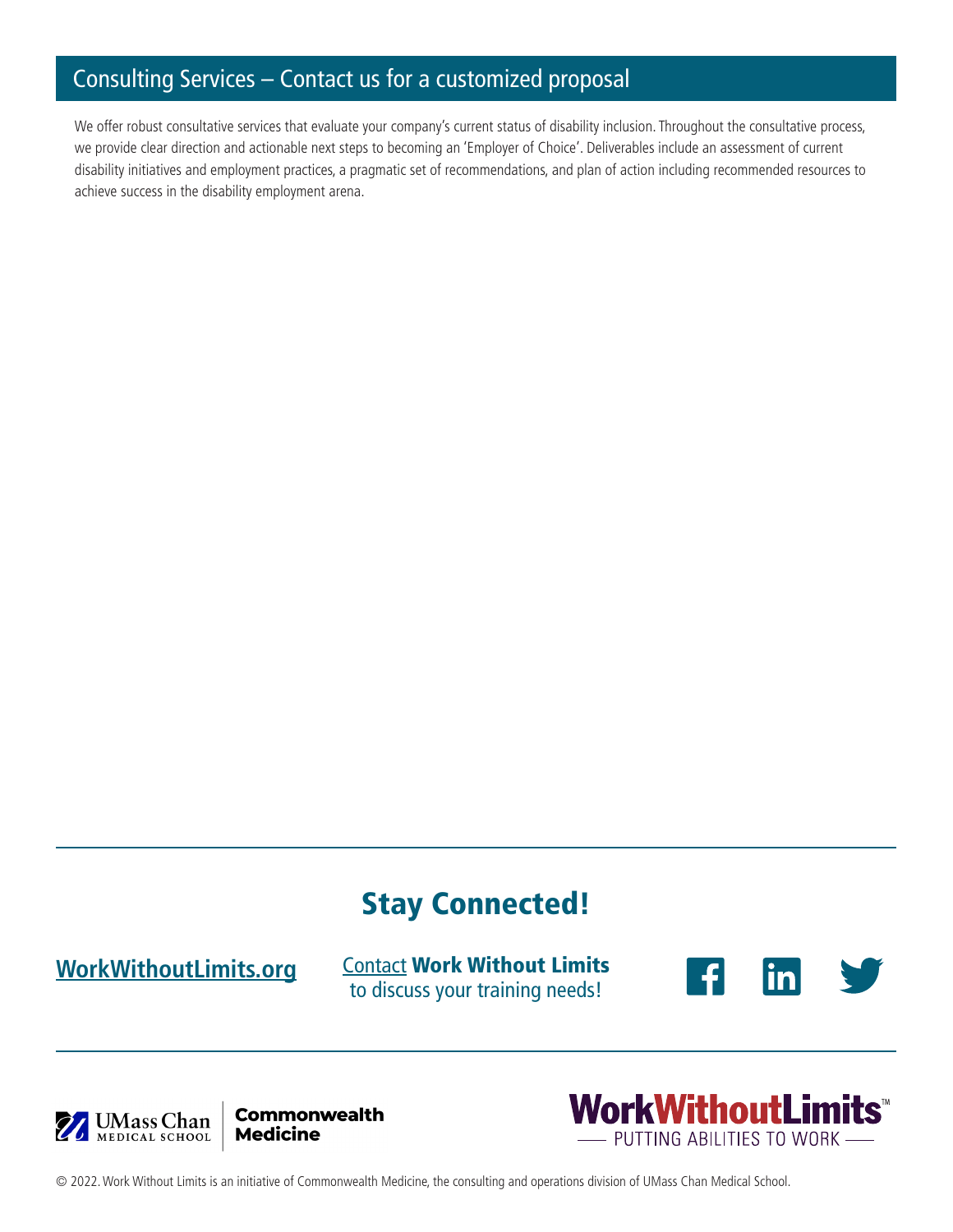## Consulting Services – Contact us for a customized proposal

We offer robust consultative services that evaluate your company's current status of disability inclusion. Throughout the consultative process, we provide clear direction and actionable next steps to becoming an 'Employer of Choice'. Deliverables include an assessment of current disability initiatives and employment practices, a pragmatic set of recommendations, and plan of action including recommended resources to achieve success in the disability employment arena.

## Stay Connected!

WorkWithoutLimits.org

Contact **Work Without Limits** to discuss your training needs!

UMass Chan Medical School | **Commonwealth Medicine**

**WorkWithoutLimits**™ — PUTTING ABILITIES TO WORK —

© 2022. Work Without Limits is an initiative of Commonwealth Medicine, the consulting and operations division of UMass Chan Medical School.